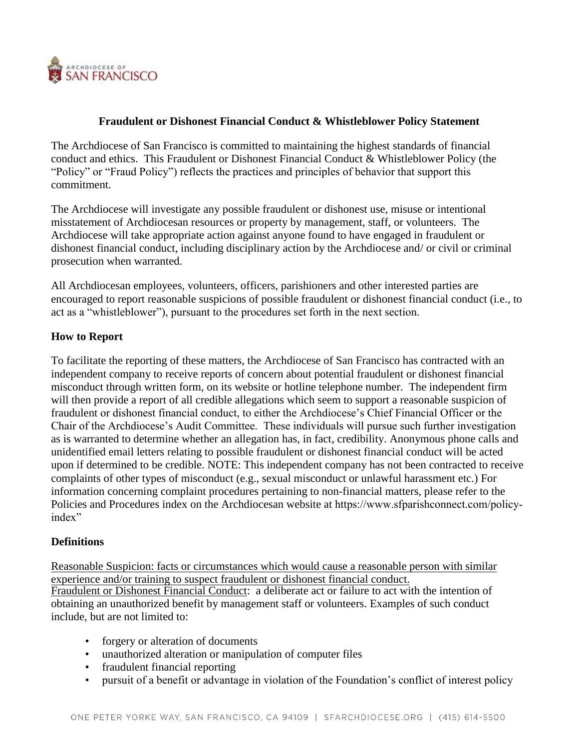**Fraudulent or Dishonest Financial Conduct & Whistleblower Policy Statement**

The Archdiocese of San Francisco is committed to maintaining the highest standards of financial conduct and ethics. This Fraudulent or Dishonest Financial Conduct & Whistleblower Policy (the "Policy" or "Fraud Policy") reflects the practices and principles of behavior that support this commitment.

The Archdiocese will investigate any possible fraudulent or dishonest use, misuse or intentional misstatement of Archdiocesan resources or property by management, staff, or volunteers. The Archdiocese will take appropriate action against anyone found to have engaged in fraudulent or dishonest financial conduct, including disciplinary action by the Archdiocese and/ or civil or criminal prosecution when warranted.

All Archdiocesan employees, volunteers, officers, parishioners and other interested parties are encouraged to report reasonable suspicions of possible fraudulent or dishonest financial conduct (i.e., to act as a "whistleblower"), pursuant to the procedures set forth in the next section.

**How to Report**

To facilitate the reporting of these matters, the Archdiocese of San Francisco has contracted with an independent company to receive reports of concern about potential fraudulent or dishonest financial misconduct through written form, on its website or hotline telephone number. The independent firm will then provide a report of all credible allegations which seem to support a reasonable suspicion of fraudulent or dishonest financial conduct, to either the Archdiocese's Chief Financial Officer or the Chair of the Archdiocese's Audit Committee. These individuals will pursue such further investigation as is warranted to determine whether an allegation has, in fact, credibility. Anonymous phone calls and unidentified email letters relating to possible fraudulent or dishonest financial conduct will be acted upon if determined to be credible. NOTE: This independent company has not been contracted to receive complaints of other types of misconduct (e.g., sexual misconduct or unlawful harassment etc.) For information concerning complaint procedures pertaining to non-financial matters, please refer to the Policies and Procedures index on the Archdiocesan website at https://www.sfparishconnect.com/policy-index"

**Definitions**

Reasonable Suspicion: facts or circumstances which would cause a reasonable person with similar experience and/or training to suspect fraudulent or dishonest financial conduct.

Fraudulent or Dishonest Financial Conduct: a deliberate act or failure to act with the intention of obtaining an unauthorized benefit by management staff or volunteers. Examples of such conduct include, but are not limited to:

- forgery or alteration of documents
- unauthorized alteration or manipulation of computer files
- fraudulent financial reporting
- pursuit of a benefit or advantage in violation of the Foundation's conflict of interest policy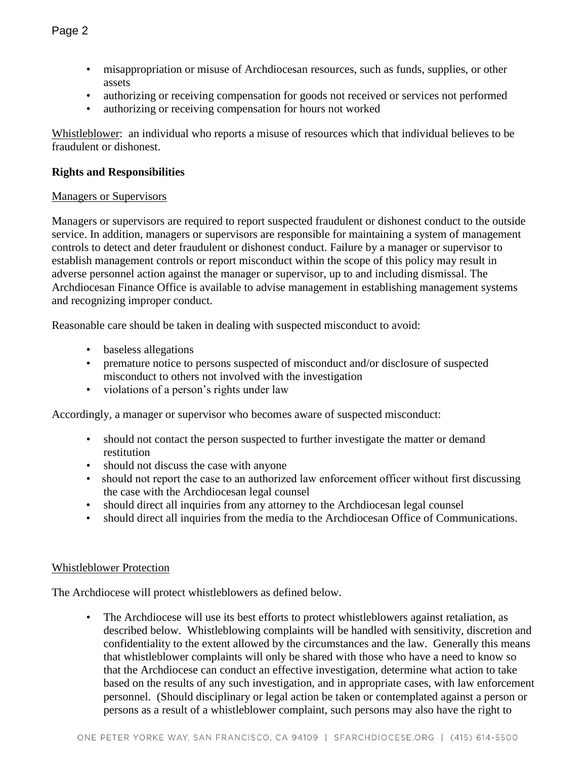- misappropriation or misuse of Archdiocesan resources, such as funds, supplies, or other assets
- authorizing or receiving compensation for goods not received or services not performed
- authorizing or receiving compensation for hours not worked

Whistleblower: an individual who reports a misuse of resources which that individual believes to be fraudulent or dishonest.

**Rights and Responsibilities**

Managers or Supervisors

Managers or supervisors are required to report suspected fraudulent or dishonest conduct to the outside service. In addition, managers or supervisors are responsible for maintaining a system of management controls to detect and deter fraudulent or dishonest conduct. Failure by a manager or supervisor to establish management controls or report misconduct within the scope of this policy may result in adverse personnel action against the manager or supervisor, up to and including dismissal. The Archdiocesan Finance Office is available to advise management in establishing management systems and recognizing improper conduct.

Reasonable care should be taken in dealing with suspected misconduct to avoid:

- baseless allegations
- premature notice to persons suspected of misconduct and/or disclosure of suspected misconduct to others not involved with the investigation
- violations of a person's rights under law

Accordingly, a manager or supervisor who becomes aware of suspected misconduct:

- should not contact the person suspected to further investigate the matter or demand restitution
- should not discuss the case with anyone
- should not report the case to an authorized law enforcement officer without first discussing the case with the Archdiocesan legal counsel
- should direct all inquiries from any attorney to the Archdiocesan legal counsel
- should direct all inquiries from the media to the Archdiocesan Office of Communications.

Whistleblower Protection

The Archdiocese will protect whistleblowers as defined below.

- The Archdiocese will use its best efforts to protect whistleblowers against retaliation, as described below. Whistleblowing complaints will be handled with sensitivity, discretion and confidentiality to the extent allowed by the circumstances and the law. Generally this means that whistleblower complaints will only be shared with those who have a need to know so that the Archdiocese can conduct an effective investigation, determine what action to take based on the results of any such investigation, and in appropriate cases, with law enforcement personnel. (Should disciplinary or legal action be taken or contemplated against a person or persons as a result of a whistleblower complaint, such persons may also have the right to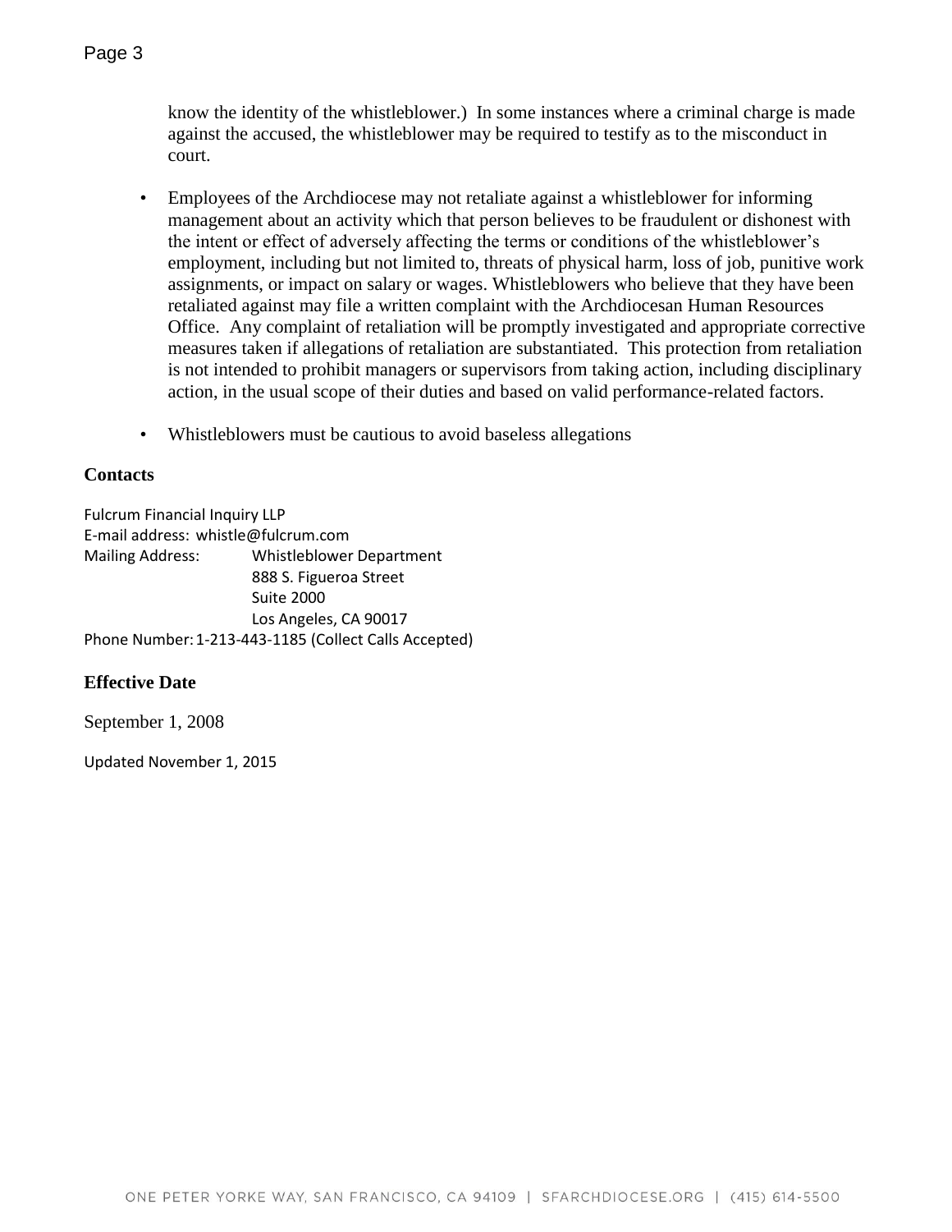know the identity of the whistleblower.) In some instances where a criminal charge is made against the accused, the whistleblower may be required to testify as to the misconduct in court.

- Employees of the Archdiocese may not retaliate against a whistleblower for informing management about an activity which that person believes to be fraudulent or dishonest with the intent or effect of adversely affecting the terms or conditions of the whistleblower's employment, including but not limited to, threats of physical harm, loss of job, punitive work assignments, or impact on salary or wages. Whistleblowers who believe that they have been retaliated against may file a written complaint with the Archdiocesan Human Resources Office. Any complaint of retaliation will be promptly investigated and appropriate corrective measures taken if allegations of retaliation are substantiated. This protection from retaliation is not intended to prohibit managers or supervisors from taking action, including disciplinary action, in the usual scope of their duties and based on valid performance-related factors.

- Whistleblowers must be cautious to avoid baseless allegations

## Contacts

Fulcrum Financial Inquiry LLP
E-mail address: whistle@fulcrum.com
Mailing Address: Whistleblower Department
888 S. Figueroa Street
Suite 2000
Los Angeles, CA 90017
Phone Number: 1-213-443-1185 (Collect Calls Accepted)

## Effective Date

September 1, 2008

Updated November 1, 2015